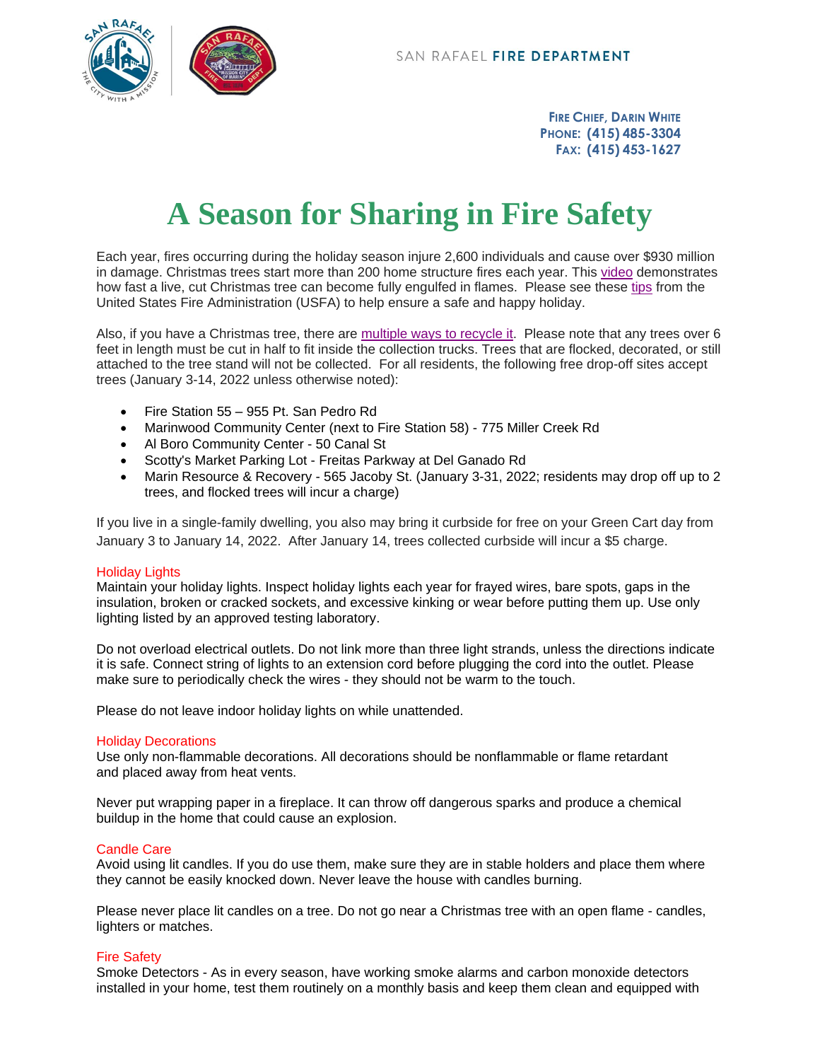SAN RAFAEL **FIRE DEPARTMENT**

**FIRE CHIEF, DARIN WHITE**
**PHONE: (415) 485-3304**
**FAX: (415) 453-1627**

# A Season for Sharing in Fire Safety

Each year, fires occurring during the holiday season injure 2,600 individuals and cause over $930 million in damage. Christmas trees start more than 200 home structure fires each year. This video demonstrates how fast a live, cut Christmas tree can become fully engulfed in flames. Please see these tips from the United States Fire Administration (USFA) to help ensure a safe and happy holiday.

Also, if you have a Christmas tree, there are multiple ways to recycle it. Please note that any trees over 6 feet in length must be cut in half to fit inside the collection trucks. Trees that are flocked, decorated, or still attached to the tree stand will not be collected. For all residents, the following free drop-off sites accept trees (January 3-14, 2022 unless otherwise noted):

- Fire Station 55 – 955 Pt. San Pedro Rd
- Marinwood Community Center (next to Fire Station 58) - 775 Miller Creek Rd
- Al Boro Community Center - 50 Canal St
- Scotty's Market Parking Lot - Freitas Parkway at Del Ganado Rd
- Marin Resource & Recovery - 565 Jacoby St. (January 3-31, 2022; residents may drop off up to 2 trees, and flocked trees will incur a charge)

If you live in a single-family dwelling, you also may bring it curbside for free on your Green Cart day from January 3 to January 14, 2022. After January 14, trees collected curbside will incur a $5 charge.

## Holiday Lights

Maintain your holiday lights. Inspect holiday lights each year for frayed wires, bare spots, gaps in the insulation, broken or cracked sockets, and excessive kinking or wear before putting them up. Use only lighting listed by an approved testing laboratory.

Do not overload electrical outlets. Do not link more than three light strands, unless the directions indicate it is safe. Connect string of lights to an extension cord before plugging the cord into the outlet. Please make sure to periodically check the wires - they should not be warm to the touch.

Please do not leave indoor holiday lights on while unattended.

## Holiday Decorations

Use only non-flammable decorations. All decorations should be nonflammable or flame retardant and placed away from heat vents.

Never put wrapping paper in a fireplace. It can throw off dangerous sparks and produce a chemical buildup in the home that could cause an explosion.

## Candle Care

Avoid using lit candles. If you do use them, make sure they are in stable holders and place them where they cannot be easily knocked down. Never leave the house with candles burning.

Please never place lit candles on a tree. Do not go near a Christmas tree with an open flame - candles, lighters or matches.

## Fire Safety

Smoke Detectors - As in every season, have working smoke alarms and carbon monoxide detectors installed in your home, test them routinely on a monthly basis and keep them clean and equipped with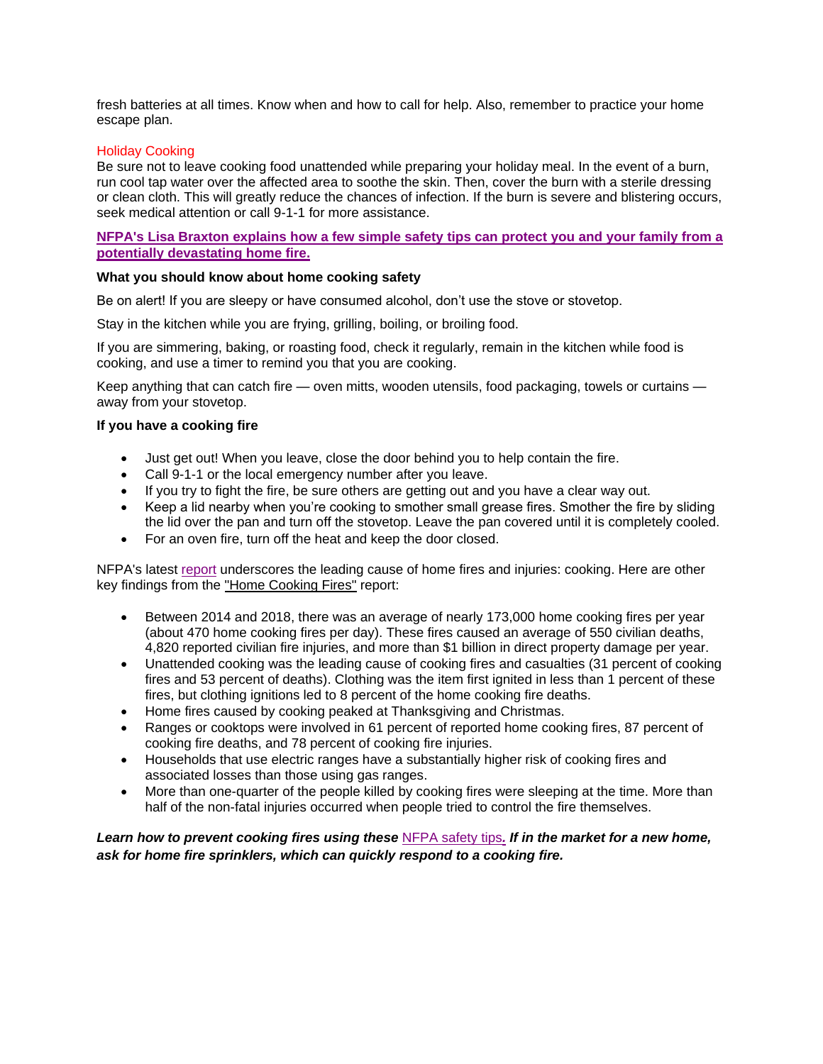fresh batteries at all times. Know when and how to call for help. Also, remember to practice your home escape plan.

### Holiday Cooking

Be sure not to leave cooking food unattended while preparing your holiday meal. In the event of a burn, run cool tap water over the affected area to soothe the skin. Then, cover the burn with a sterile dressing or clean cloth. This will greatly reduce the chances of infection. If the burn is severe and blistering occurs, seek medical attention or call 9-1-1 for more assistance.

**NFPA's Lisa Braxton explains how a few simple safety tips can protect you and your family from a potentially devastating home fire.**

**What you should know about home cooking safety**

Be on alert! If you are sleepy or have consumed alcohol, don't use the stove or stovetop.

Stay in the kitchen while you are frying, grilling, boiling, or broiling food.

If you are simmering, baking, or roasting food, check it regularly, remain in the kitchen while food is cooking, and use a timer to remind you that you are cooking.

Keep anything that can catch fire — oven mitts, wooden utensils, food packaging, towels or curtains — away from your stovetop.

**If you have a cooking fire**

- Just get out! When you leave, close the door behind you to help contain the fire.
- Call 9-1-1 or the local emergency number after you leave.
- If you try to fight the fire, be sure others are getting out and you have a clear way out.
- Keep a lid nearby when you're cooking to smother small grease fires. Smother the fire by sliding the lid over the pan and turn off the stovetop. Leave the pan covered until it is completely cooled.
- For an oven fire, turn off the heat and keep the door closed.

NFPA's latest report underscores the leading cause of home fires and injuries: cooking. Here are other key findings from the "Home Cooking Fires" report:

- Between 2014 and 2018, there was an average of nearly 173,000 home cooking fires per year (about 470 home cooking fires per day). These fires caused an average of 550 civilian deaths, 4,820 reported civilian fire injuries, and more than $1 billion in direct property damage per year.
- Unattended cooking was the leading cause of cooking fires and casualties (31 percent of cooking fires and 53 percent of deaths). Clothing was the item first ignited in less than 1 percent of these fires, but clothing ignitions led to 8 percent of the home cooking fire deaths.
- Home fires caused by cooking peaked at Thanksgiving and Christmas.
- Ranges or cooktops were involved in 61 percent of reported home cooking fires, 87 percent of cooking fire deaths, and 78 percent of cooking fire injuries.
- Households that use electric ranges have a substantially higher risk of cooking fires and associated losses than those using gas ranges.
- More than one-quarter of the people killed by cooking fires were sleeping at the time. More than half of the non-fatal injuries occurred when people tried to control the fire themselves.

***Learn how to prevent cooking fires using these* NFPA safety tips*. If in the market for a new home, ask for home fire sprinklers, which can quickly respond to a cooking fire.***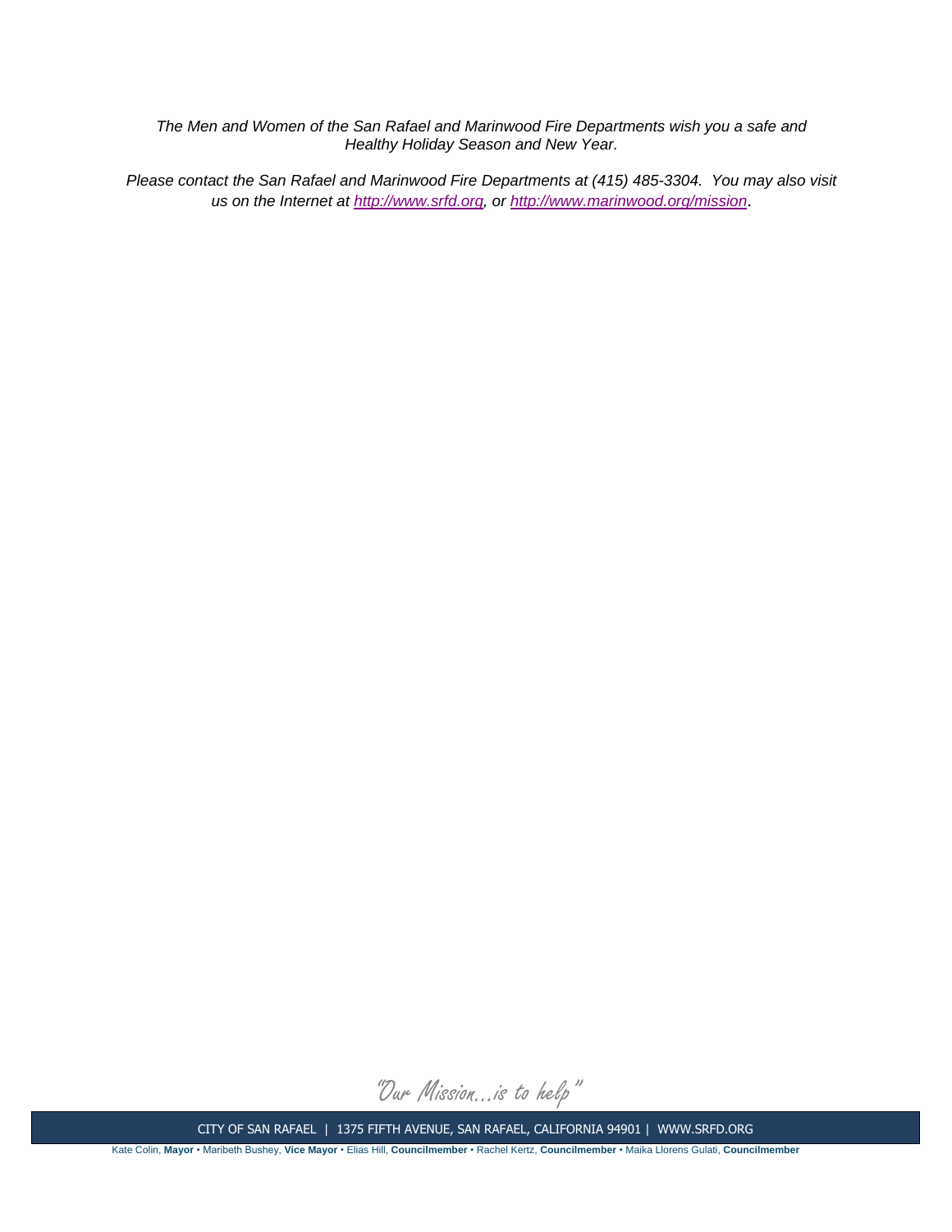*The Men and Women of the San Rafael and Marinwood Fire Departments wish you a safe and Healthy Holiday Season and New Year.*

*Please contact the San Rafael and Marinwood Fire Departments at (415) 485-3304. You may also visit us on the Internet at [http://www.srfd.org](http://www.srfd.org), or [http://www.marinwood.org/mission](http://www.marinwood.org/mission).*

"Our Mission…is to help"

CITY OF SAN RAFAEL | 1375 FIFTH AVENUE, SAN RAFAEL, CALIFORNIA 94901 | WWW.SRFD.ORG

Kate Colin, **Mayor** • Maribeth Bushey, **Vice Mayor** • Elias Hill, **Councilmember** • Rachel Kertz, **Councilmember** • Maika Llorens Gulati, **Councilmember**